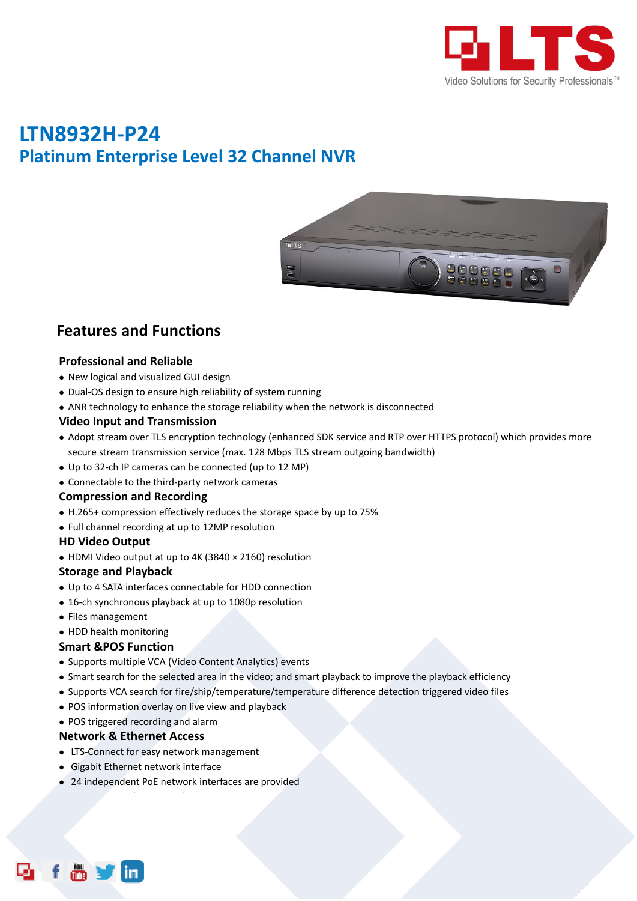# LTN8932H-P24

## Platinum Enterprise Level 32 Channel NVR

## Features and Functions

### Professional and Reliable

- New logical and visualized GUI design
- Dual-OS design to ensure high reliability of system running
- ANR technology to enhance the storage reliability when the network is disconnected

### Video Input and Transmission

- Adopt stream over TLS encryption technology (enhanced SDK service and RTP over HTTPS protocol) which provides more secure stream transmission service (max. 128 Mbps TLS stream outgoing bandwidth)
- Up to 32-ch IP cameras can be connected (up to 12 MP)
- Connectable to the third-party network cameras

### Compression and Recording

- H.265+ compression effectively reduces the storage space by up to 75%
- Full channel recording at up to 12MP resolution

### HD Video Output

- HDMI Video output at up to 4K (3840 × 2160) resolution

### Storage and Playback

- Up to 4 SATA interfaces connectable for HDD connection
- 16-ch synchronous playback at up to 1080p resolution
- Files management
- HDD health monitoring

### Smart &POS Function

- Supports multiple VCA (Video Content Analytics) events
- Smart search for the selected area in the video; and smart playback to improve the playback efficiency
- Supports VCA search for fire/ship/temperature/temperature difference detection triggered video files
- POS information overlay on live view and playback
- POS triggered recording and alarm

### Network & Ethernet Access

- LTS-Connect for easy network management
- Gigabit Ethernet network interface
- 24 independent PoE network interfaces are provided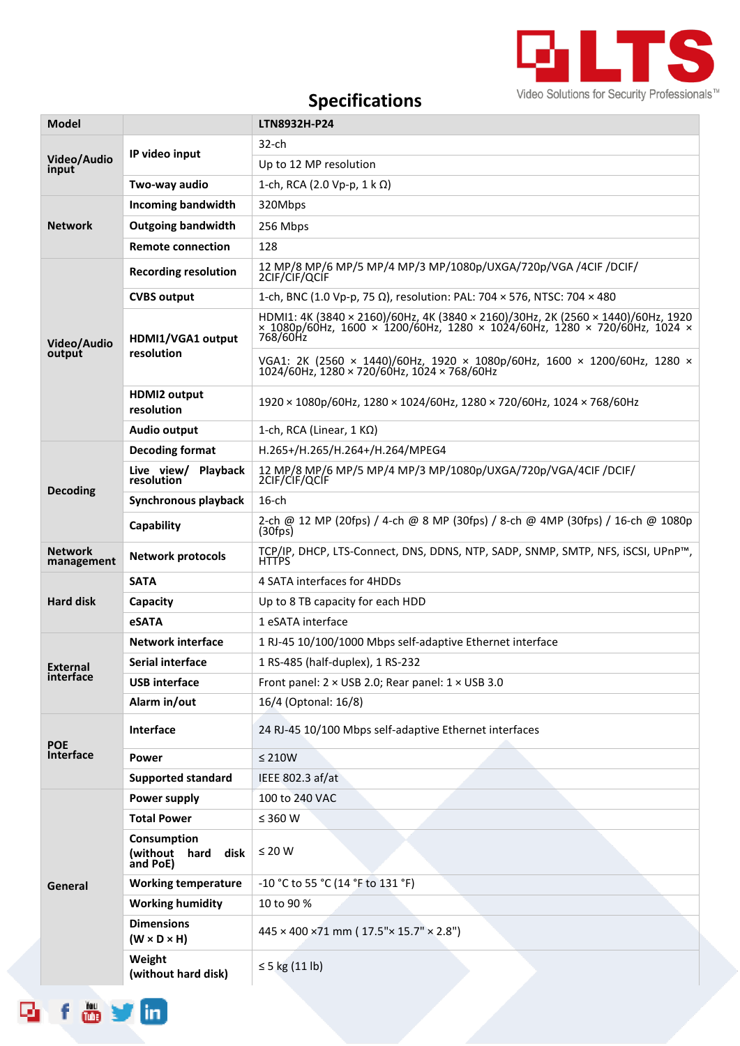# Specifications

| Model | | LTN8932H-P24 |
|---|---|---|
| Video/Audio input | IP video input | 32-ch |
| | | Up to 12 MP resolution |
| | Two-way audio | 1-ch, RCA (2.0 Vp-p, 1 k Ω) |
| Network | Incoming bandwidth | 320Mbps |
| | Outgoing bandwidth | 256 Mbps |
| | Remote connection | 128 |
| Video/Audio output | Recording resolution | 12 MP/8 MP/6 MP/5 MP/4 MP/3 MP/1080p/UXGA/720p/VGA /4CIF /DCIF/ 2CIF/CIF/QCIF |
| | CVBS output | 1-ch, BNC (1.0 Vp-p, 75 Ω), resolution: PAL: 704 × 576, NTSC: 704 × 480 |
| | HDMI1/VGA1 output resolution | HDMI1: 4K (3840 × 2160)/60Hz, 4K (3840 × 2160)/30Hz, 2K (2560 × 1440)/60Hz, 1920 × 1080p/60Hz, 1600 × 1200/60Hz, 1280 × 1024/60Hz, 1280 × 720/60Hz, 1024 × 768/60Hz |
| | | VGA1: 2K (2560 × 1440)/60Hz, 1920 × 1080p/60Hz, 1600 × 1200/60Hz, 1280 × 1024/60Hz, 1280 × 720/60Hz, 1024 × 768/60Hz |
| | HDMI2 output resolution | 1920 × 1080p/60Hz, 1280 × 1024/60Hz, 1280 × 720/60Hz, 1024 × 768/60Hz |
| | Audio output | 1-ch, RCA (Linear, 1 KΩ) |
| Decoding | Decoding format | H.265+/H.265/H.264+/H.264/MPEG4 |
| | Live view/ Playback resolution | 12 MP/8 MP/6 MP/5 MP/4 MP/3 MP/1080p/UXGA/720p/VGA/4CIF /DCIF/ 2CIF/CIF/QCIF |
| | Synchronous playback | 16-ch |
| | Capability | 2-ch @ 12 MP (20fps) / 4-ch @ 8 MP (30fps) / 8-ch @ 4MP (30fps) / 16-ch @ 1080p (30fps) |
| Network management | Network protocols | TCP/IP, DHCP, LTS-Connect, DNS, DDNS, NTP, SADP, SNMP, SMTP, NFS, iSCSI, UPnP™, HTTPS |
| Hard disk | SATA | 4 SATA interfaces for 4HDDs |
| | Capacity | Up to 8 TB capacity for each HDD |
| | eSATA | 1 eSATA interface |
| External interface | Network interface | 1 RJ-45 10/100/1000 Mbps self-adaptive Ethernet interface |
| | Serial interface | 1 RS-485 (half-duplex), 1 RS-232 |
| | USB interface | Front panel: 2 × USB 2.0; Rear panel: 1 × USB 3.0 |
| | Alarm in/out | 16/4 (Optonal: 16/8) |
| POE Interface | Interface | 24 RJ-45 10/100 Mbps self-adaptive Ethernet interfaces |
| | Power | ≤ 210W |
| | Supported standard | IEEE 802.3 af/at |
| General | Power supply | 100 to 240 VAC |
| | Total Power | ≤ 360 W |
| | Consumption (without hard disk and PoE) | ≤ 20 W |
| | Working temperature | -10 °C to 55 °C (14 °F to 131 °F) |
| | Working humidity | 10 to 90 % |
| | Dimensions (W × D × H) | 445 × 400 ×71 mm ( 17.5"× 15.7" × 2.8") |
| | Weight (without hard disk) | ≤ 5 kg (11 lb) |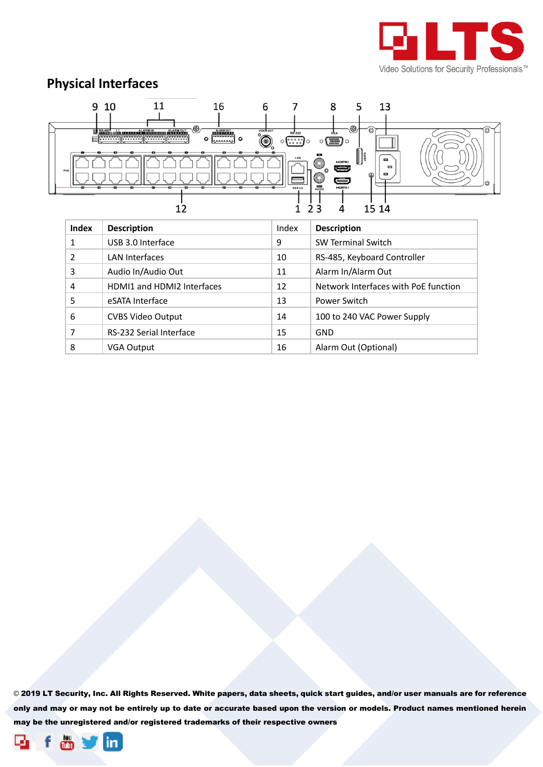## Physical Interfaces

| Index | Description | Index | Description |
|---|---|---|---|
| 1 | USB 3.0 Interface | 9 | SW Terminal Switch |
| 2 | LAN Interfaces | 10 | RS-485, Keyboard Controller |
| 3 | Audio In/Audio Out | 11 | Alarm In/Alarm Out |
| 4 | HDMI1 and HDMI2 Interfaces | 12 | Network Interfaces with PoE function |
| 5 | eSATA Interface | 13 | Power Switch |
| 6 | CVBS Video Output | 14 | 100 to 240 VAC Power Supply |
| 7 | RS-232 Serial Interface | 15 | GND |
| 8 | VGA Output | 16 | Alarm Out (Optional) |

**© 2019 LT Security, Inc. All Rights Reserved. White papers, data sheets, quick start guides, and/or user manuals are for reference only and may or may not be entirely up to date or accurate based upon the version or models. Product names mentioned herein may be the unregistered and/or registered trademarks of their respective owners**